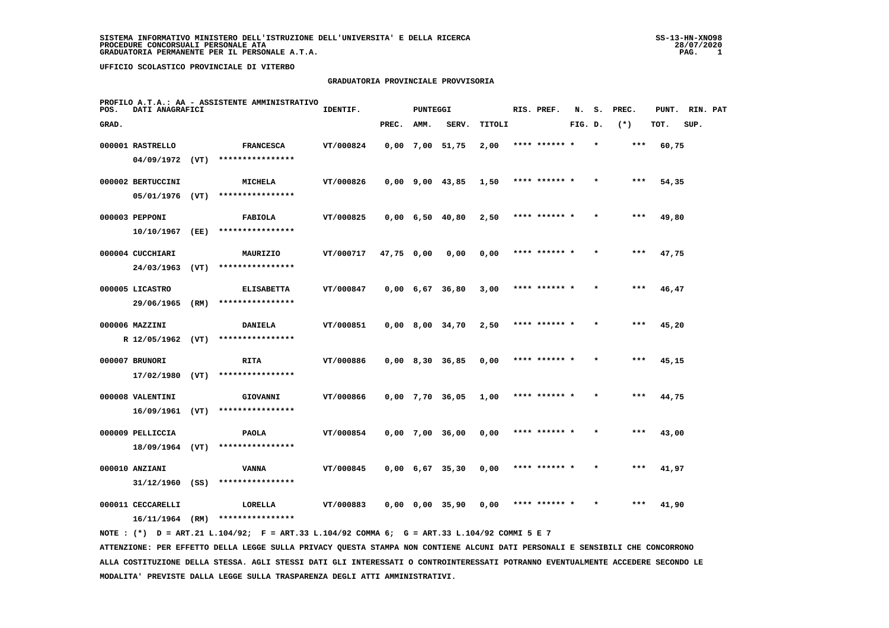SISTEMA INFORMATIVO MINISTERO DELL'ISTRUZIONE DELL'UNIVERSITA' E DELLA RICERCA
PROCEDURE CONCORSUALI PERSONALE ATA
GRADUATORIA PERMANENTE PER IL PERSONALE A.T.A.

SS-13-HN-XNO98
28/07/2020

UFFICIO SCOLASTICO PROVINCIALE DI VITERBO

## GRADUATORIA PROVINCIALE PROVVISORIA

PROFILO A.T.A.: AA - ASSISTENTE AMMINISTRATIVO

| POS. GRAD. | DATI ANAGRAFICI | | IDENTIF. | PUNTEGGI PREC. | AMM. | SERV. | TITOLI | RIS. PREF. | N. FIG. | S. D. | PREC. (*) | PUNT. TOT. | RIN. SUP. | PAT |
|---|---|---|---|---|---|---|---|---|---|---|---|---|---|---|
| 000001 | RASTRELLO 04/09/1972 (VT) | FRANCESCA **************** | VT/000824 | 0,00 | 7,00 | 51,75 | 2,00 | **** ****** | * | * | *** | 60,75 | | |
| 000002 | BERTUCCINI 05/01/1976 (VT) | MICHELA **************** | VT/000826 | 0,00 | 9,00 | 43,85 | 1,50 | **** ****** | * | * | *** | 54,35 | | |
| 000003 | PEPPONI 10/10/1967 (EE) | FABIOLA **************** | VT/000825 | 0,00 | 6,50 | 40,80 | 2,50 | **** ****** | * | * | *** | 49,80 | | |
| 000004 | CUCCHIARI 24/03/1963 (VT) | MAURIZIO **************** | VT/000717 | 47,75 | 0,00 | 0,00 | 0,00 | **** ****** | * | * | *** | 47,75 | | |
| 000005 | LICASTRO 29/06/1965 (RM) | ELISABETTA **************** | VT/000847 | 0,00 | 6,67 | 36,80 | 3,00 | **** ****** | * | * | *** | 46,47 | | |
| 000006 | MAZZINI R 12/05/1962 (VT) | DANIELA **************** | VT/000851 | 0,00 | 8,00 | 34,70 | 2,50 | **** ****** | * | * | *** | 45,20 | | |
| 000007 | BRUNORI 17/02/1980 (VT) | RITA **************** | VT/000886 | 0,00 | 8,30 | 36,85 | 0,00 | **** ****** | * | * | *** | 45,15 | | |
| 000008 | VALENTINI 16/09/1961 (VT) | GIOVANNI **************** | VT/000866 | 0,00 | 7,70 | 36,05 | 1,00 | **** ****** | * | * | *** | 44,75 | | |
| 000009 | PELLICCIA 18/09/1964 (VT) | PAOLA **************** | VT/000854 | 0,00 | 7,00 | 36,00 | 0,00 | **** ****** | * | * | *** | 43,00 | | |
| 000010 | ANZIANI 31/12/1960 (SS) | VANNA **************** | VT/000845 | 0,00 | 6,67 | 35,30 | 0,00 | **** ****** | * | * | *** | 41,97 | | |
| 000011 | CECCARELLI 16/11/1964 (RM) | LORELLA **************** | VT/000883 | 0,00 | 0,00 | 35,90 | 0,00 | **** ****** | * | * | *** | 41,90 | | |

NOTE : (*) D = ART.21 L.104/92; F = ART.33 L.104/92 COMMA 6; G = ART.33 L.104/92 COMMI 5 E 7

ATTENZIONE: PER EFFETTO DELLA LEGGE SULLA PRIVACY QUESTA STAMPA NON CONTIENE ALCUNI DATI PERSONALI E SENSIBILI CHE CONCORRONO ALLA COSTITUZIONE DELLA STESSA. AGLI STESSI DATI GLI INTERESSATI O CONTROINTERESSATI POTRANNO EVENTUALMENTE ACCEDERE SECONDO LE MODALITA' PREVISTE DALLA LEGGE SULLA TRASPARENZA DEGLI ATTI AMMINISTRATIVI.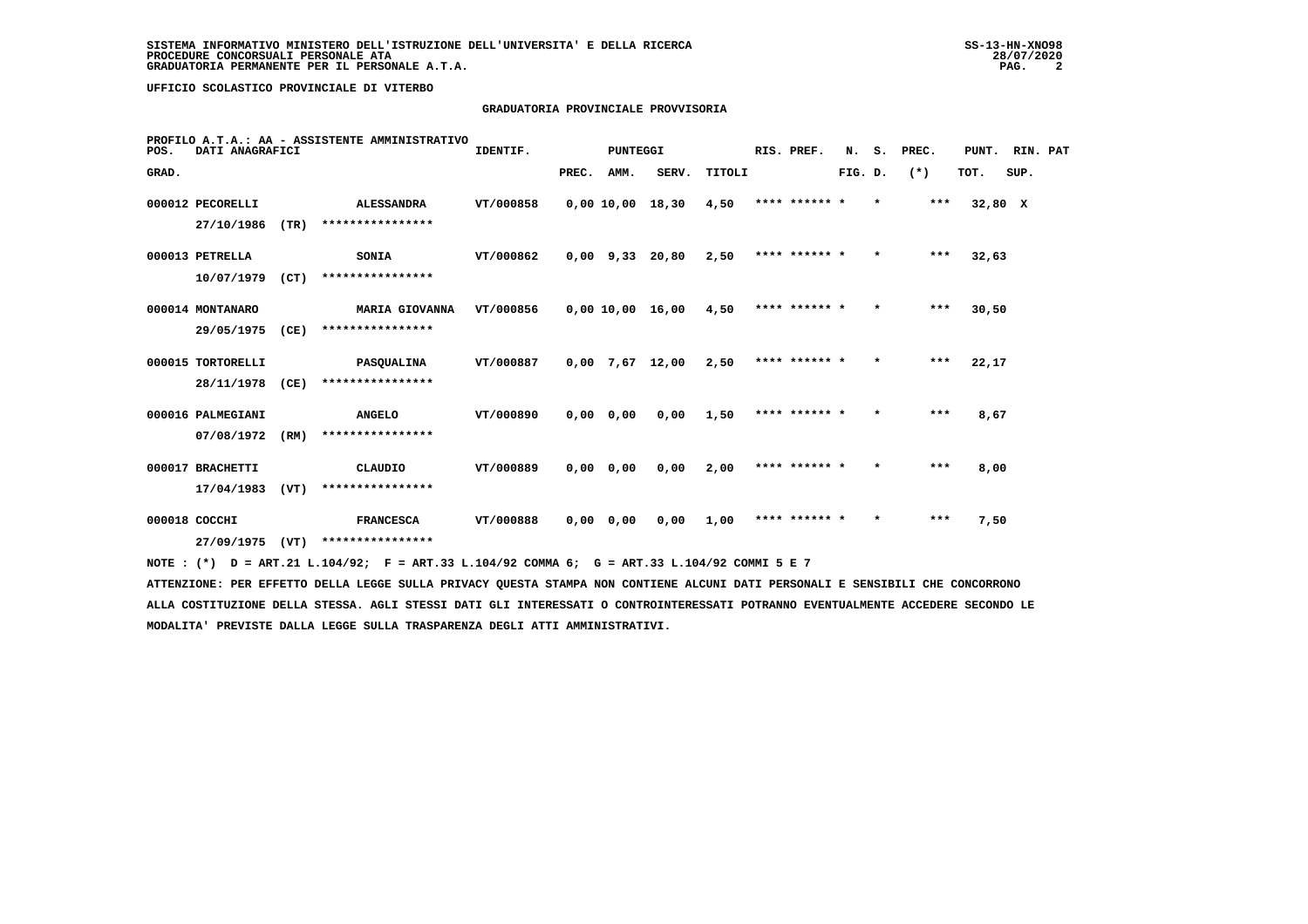**SISTEMA INFORMATIVO MINISTERO DELL'ISTRUZIONE DELL'UNIVERSITA' E DELLA RICERCA**
**PROCEDURE CONCORSUALI PERSONALE ATA**
**GRADUATORIA PERMANENTE PER IL PERSONALE A.T.A.**

SS-13-HN-XNO98
28/07/2020

**UFFICIO SCOLASTICO PROVINCIALE DI VITERBO**

## GRADUATORIA PROVINCIALE PROVVISORIA

PROFILO A.T.A.: AA - ASSISTENTE AMMINISTRATIVO

| POS. GRAD. | DATI ANAGRAFICI | | IDENTIF. | PUNTEGGI PREC. | AMM. | SERV. | TITOLI | RIS. PREF. | N. FIG. | S. D. | PREC. (*) | PUNT. TOT. | RIN. SUP. | PAT |
|---|---|---|---|---|---|---|---|---|---|---|---|---|---|---|
| 000012 | PECORELLI 27/10/1986 (TR) | ALESSANDRA **************** | VT/000858 | 0,00 | 10,00 | 18,30 | 4,50 | **** ****** | * | * | *** | 32,80 | X | |
| 000013 | PETRELLA 10/07/1979 (CT) | SONIA **************** | VT/000862 | 0,00 | 9,33 | 20,80 | 2,50 | **** ****** | * | * | *** | 32,63 | | |
| 000014 | MONTANARO 29/05/1975 (CE) | MARIA GIOVANNA **************** | VT/000856 | 0,00 | 10,00 | 16,00 | 4,50 | **** ****** | * | * | *** | 30,50 | | |
| 000015 | TORTORELLI 28/11/1978 (CE) | PASQUALINA **************** | VT/000887 | 0,00 | 7,67 | 12,00 | 2,50 | **** ****** | * | * | *** | 22,17 | | |
| 000016 | PALMEGIANI 07/08/1972 (RM) | ANGELO **************** | VT/000890 | 0,00 | 0,00 | 0,00 | 1,50 | **** ****** | * | * | *** | 8,67 | | |
| 000017 | BRACHETTI 17/04/1983 (VT) | CLAUDIO **************** | VT/000889 | 0,00 | 0,00 | 0,00 | 2,00 | **** ****** | * | * | *** | 8,00 | | |
| 000018 | COCCHI 27/09/1975 (VT) | FRANCESCA **************** | VT/000888 | 0,00 | 0,00 | 0,00 | 1,00 | **** ****** | * | * | *** | 7,50 | | |

NOTE : (*) D = ART.21 L.104/92; F = ART.33 L.104/92 COMMA 6; G = ART.33 L.104/92 COMMI 5 E 7

ATTENZIONE: PER EFFETTO DELLA LEGGE SULLA PRIVACY QUESTA STAMPA NON CONTIENE ALCUNI DATI PERSONALI E SENSIBILI CHE CONCORRONO ALLA COSTITUZIONE DELLA STESSA. AGLI STESSI DATI GLI INTERESSATI O CONTROINTERESSATI POTRANNO EVENTUALMENTE ACCEDERE SECONDO LE MODALITA' PREVISTE DALLA LEGGE SULLA TRASPARENZA DEGLI ATTI AMMINISTRATIVI.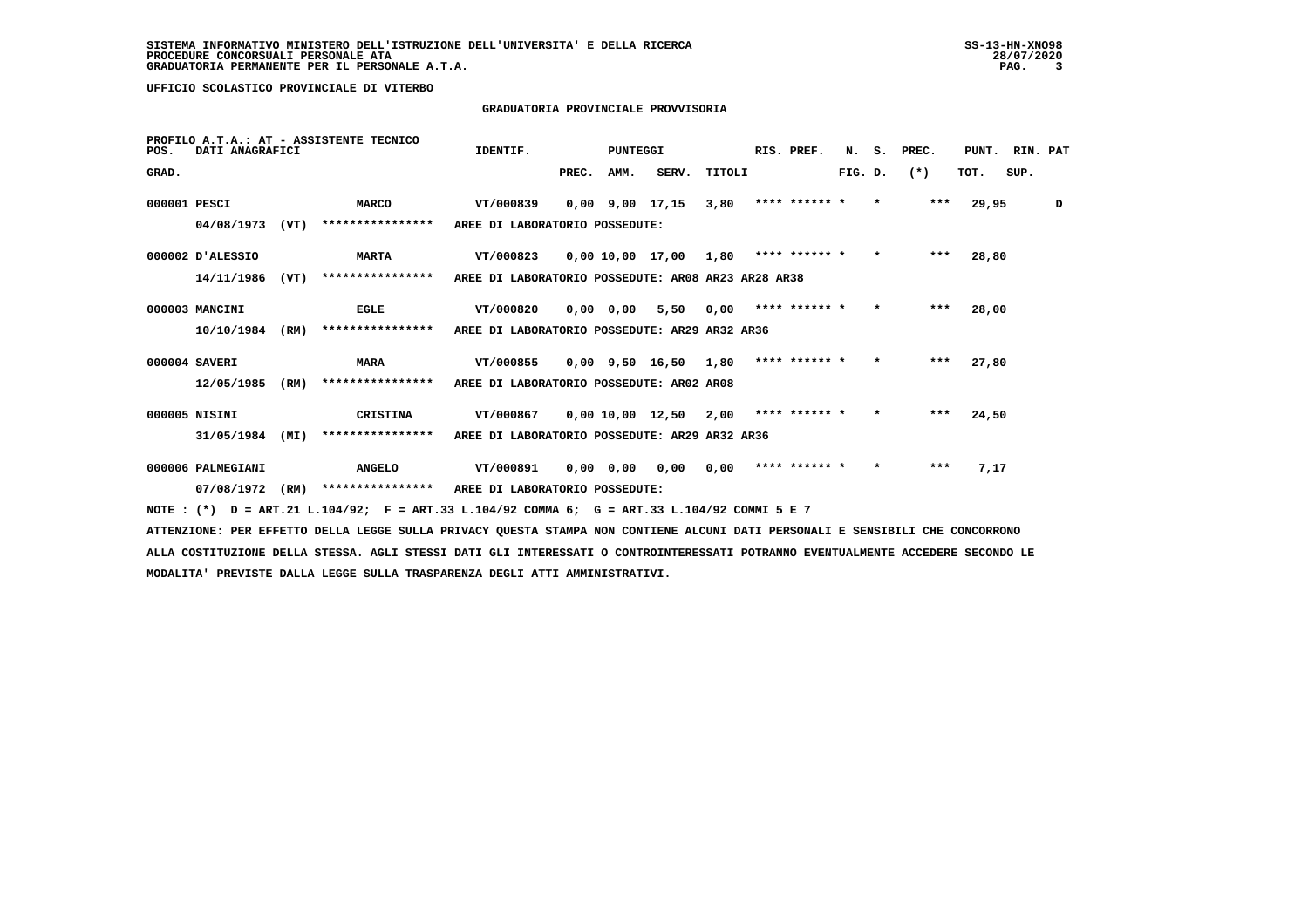SISTEMA INFORMATIVO MINISTERO DELL'ISTRUZIONE DELL'UNIVERSITA' E DELLA RICERCA
PROCEDURE CONCORSUALI PERSONALE ATA
GRADUATORIA PERMANENTE PER IL PERSONALE A.T.A.

UFFICIO SCOLASTICO PROVINCIALE DI VITERBO

## GRADUATORIA PROVINCIALE PROVVISORIA

PROFILO A.T.A.: AT - ASSISTENTE TECNICO

| POS. GRAD. | DATI ANAGRAFICI | | IDENTIF. | PUNTEGGI PREC. | AMM. | SERV. | TITOLI | RIS. PREF. | N. FIG. | S. D. | PREC. (*) | PUNT. TOT. | RIN. SUP. | PAT |
|---|---|---|---|---|---|---|---|---|---|---|---|---|---|---|
| 000001 | PESCI | MARCO | VT/000839 | 0,00 | 9,00 | 17,15 | 3,80 | **** ****** * | | * | *** | 29,95 | | D |
| | 04/08/1973 (VT) | **************** | AREE DI LABORATORIO POSSEDUTE: | | | | | | | | | | | |
| 000002 | D'ALESSIO | MARTA | VT/000823 | 0,00 | 10,00 | 17,00 | 1,80 | **** ****** * | | * | *** | 28,80 | | |
| | 14/11/1986 (VT) | **************** | AREE DI LABORATORIO POSSEDUTE: AR08 AR23 AR28 AR38 | | | | | | | | | | | |
| 000003 | MANCINI | EGLE | VT/000820 | 0,00 | 0,00 | 5,50 | 0,00 | **** ****** * | | * | *** | 28,00 | | |
| | 10/10/1984 (RM) | **************** | AREE DI LABORATORIO POSSEDUTE: AR29 AR32 AR36 | | | | | | | | | | | |
| 000004 | SAVERI | MARA | VT/000855 | 0,00 | 9,50 | 16,50 | 1,80 | **** ****** * | | * | *** | 27,80 | | |
| | 12/05/1985 (RM) | **************** | AREE DI LABORATORIO POSSEDUTE: AR02 AR08 | | | | | | | | | | | |
| 000005 | NISINI | CRISTINA | VT/000867 | 0,00 | 10,00 | 12,50 | 2,00 | **** ****** * | | * | *** | 24,50 | | |
| | 31/05/1984 (MI) | **************** | AREE DI LABORATORIO POSSEDUTE: AR29 AR32 AR36 | | | | | | | | | | | |
| 000006 | PALMEGIANI | ANGELO | VT/000891 | 0,00 | 0,00 | 0,00 | 0,00 | **** ****** * | | * | *** | 7,17 | | |
| | 07/08/1972 (RM) | **************** | AREE DI LABORATORIO POSSEDUTE: | | | | | | | | | | | |

NOTE : (*) D = ART.21 L.104/92; F = ART.33 L.104/92 COMMA 6; G = ART.33 L.104/92 COMMI 5 E 7

ATTENZIONE: PER EFFETTO DELLA LEGGE SULLA PRIVACY QUESTA STAMPA NON CONTIENE ALCUNI DATI PERSONALI E SENSIBILI CHE CONCORRONO ALLA COSTITUZIONE DELLA STESSA. AGLI STESSI DATI GLI INTERESSATI O CONTROINTERESSATI POTRANNO EVENTUALMENTE ACCEDERE SECONDO LE MODALITA' PREVISTE DALLA LEGGE SULLA TRASPARENZA DEGLI ATTI AMMINISTRATIVI.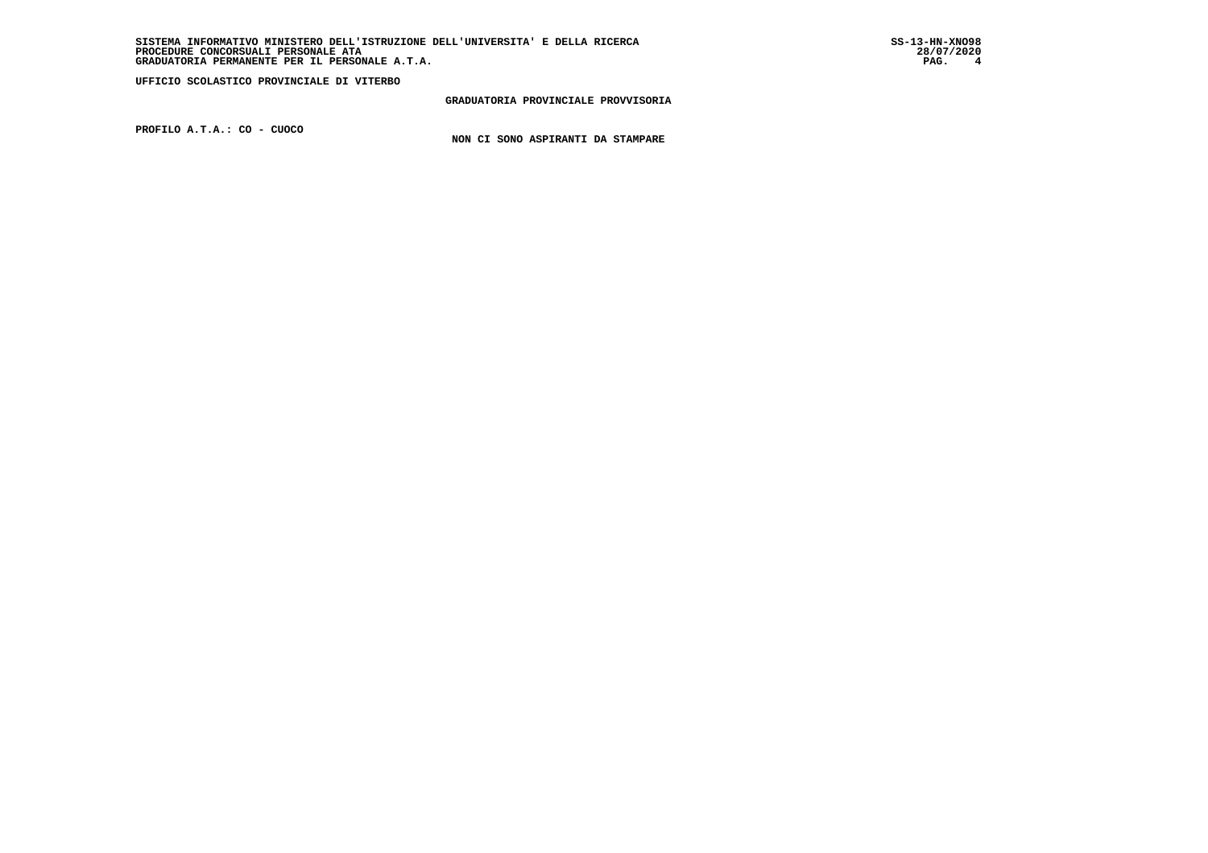**UFFICIO SCOLASTICO PROVINCIALE DI VITERBO**

**GRADUATORIA PROVINCIALE PROVVISORIA**

**PROFILO A.T.A.: CO - CUOCO**

**NON CI SONO ASPIRANTI DA STAMPARE**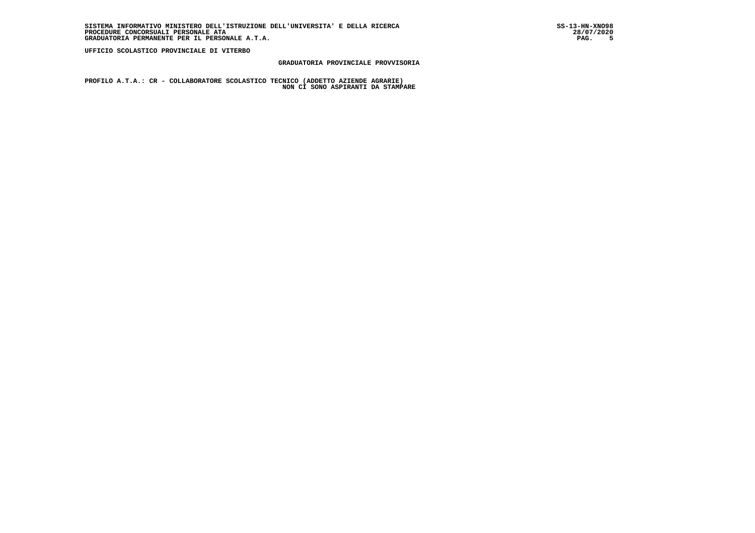**UFFICIO SCOLASTICO PROVINCIALE DI VITERBO**

## GRADUATORIA PROVINCIALE PROVVISORIA

**PROFILO A.T.A.: CR - COLLABORATORE SCOLASTICO TECNICO (ADDETTO AZIENDE AGRARIE)**

**NON CI SONO ASPIRANTI DA STAMPARE**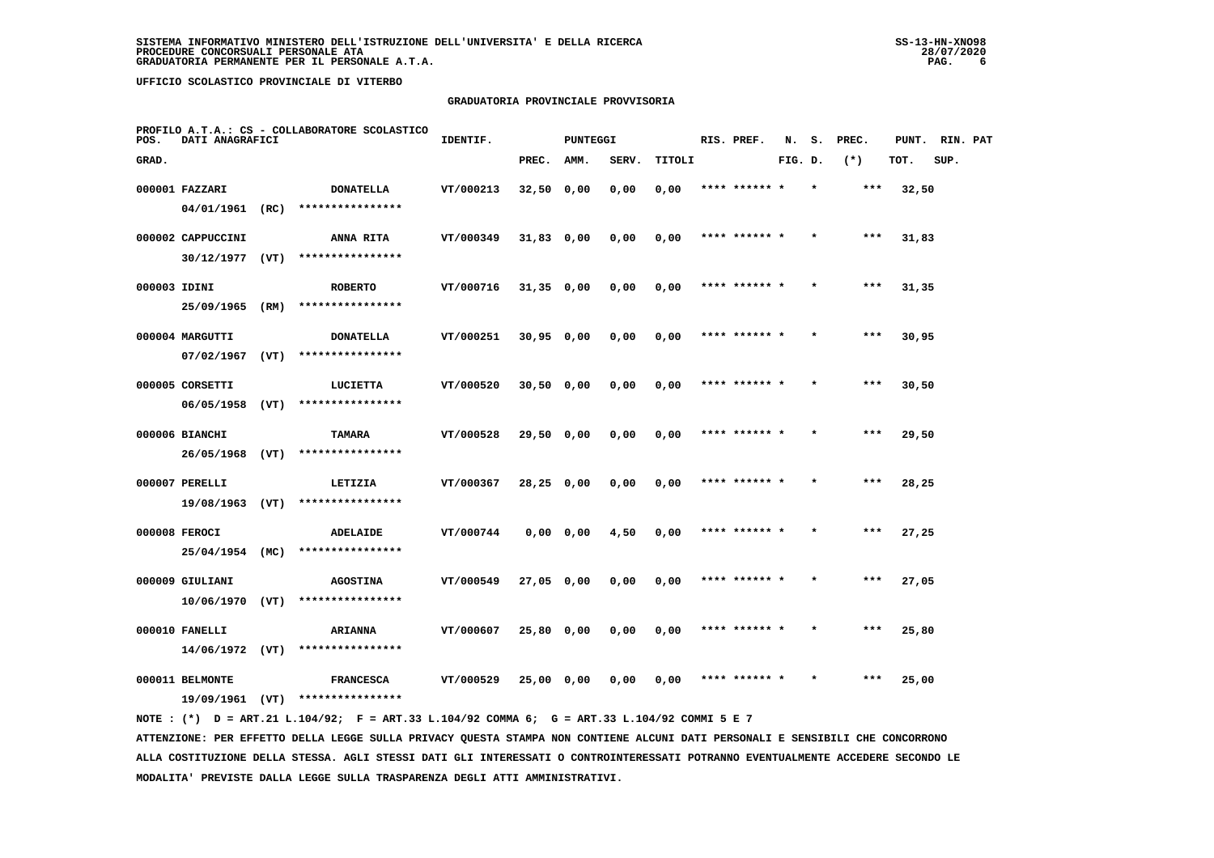SISTEMA INFORMATIVO MINISTERO DELL'ISTRUZIONE DELL'UNIVERSITA' E DELLA RICERCA
PROCEDURE CONCORSUALI PERSONALE ATA
GRADUATORIA PERMANENTE PER IL PERSONALE A.T.A.

SS-13-HN-XNO98
28/07/2020

UFFICIO SCOLASTICO PROVINCIALE DI VITERBO

GRADUATORIA PROVINCIALE PROVVISORIA

PROFILO A.T.A.: CS - COLLABORATORE SCOLASTICO

| POS. GRAD. | DATI ANAGRAFICI | | IDENTIF. | PUNTEGGI PREC. | AMM. | SERV. | TITOLI | RIS. PREF. | N. FIG. | S. D. | PREC. (*) | PUNT. TOT. | RIN. SUP. | PAT |
|---|---|---|---|---|---|---|---|---|---|---|---|---|---|---|
| 000001 | FAZZARI 04/01/1961 (RC) | DONATELLA **************** | VT/000213 | 32,50 | 0,00 | 0,00 | 0,00 | **** ****** * | | * | *** | 32,50 | | |
| 000002 | CAPPUCCINI 30/12/1977 (VT) | ANNA RITA **************** | VT/000349 | 31,83 | 0,00 | 0,00 | 0,00 | **** ****** * | | * | *** | 31,83 | | |
| 000003 | IDINI 25/09/1965 (RM) | ROBERTO **************** | VT/000716 | 31,35 | 0,00 | 0,00 | 0,00 | **** ****** * | | * | *** | 31,35 | | |
| 000004 | MARGUTTI 07/02/1967 (VT) | DONATELLA **************** | VT/000251 | 30,95 | 0,00 | 0,00 | 0,00 | **** ****** * | | * | *** | 30,95 | | |
| 000005 | CORSETTI 06/05/1958 (VT) | LUCIETTA **************** | VT/000520 | 30,50 | 0,00 | 0,00 | 0,00 | **** ****** * | | * | *** | 30,50 | | |
| 000006 | BIANCHI 26/05/1968 (VT) | TAMARA **************** | VT/000528 | 29,50 | 0,00 | 0,00 | 0,00 | **** ****** * | | * | *** | 29,50 | | |
| 000007 | PERELLI 19/08/1963 (VT) | LETIZIA **************** | VT/000367 | 28,25 | 0,00 | 0,00 | 0,00 | **** ****** * | | * | *** | 28,25 | | |
| 000008 | FEROCI 25/04/1954 (MC) | ADELAIDE **************** | VT/000744 | 0,00 | 0,00 | 4,50 | 0,00 | **** ****** * | | * | *** | 27,25 | | |
| 000009 | GIULIANI 10/06/1970 (VT) | AGOSTINA **************** | VT/000549 | 27,05 | 0,00 | 0,00 | 0,00 | **** ****** * | | * | *** | 27,05 | | |
| 000010 | FANELLI 14/06/1972 (VT) | ARIANNA **************** | VT/000607 | 25,80 | 0,00 | 0,00 | 0,00 | **** ****** * | | * | *** | 25,80 | | |
| 000011 | BELMONTE 19/09/1961 (VT) | FRANCESCA **************** | VT/000529 | 25,00 | 0,00 | 0,00 | 0,00 | **** ****** * | | * | *** | 25,00 | | |

NOTE : (*) D = ART.21 L.104/92; F = ART.33 L.104/92 COMMA 6; G = ART.33 L.104/92 COMMI 5 E 7

ATTENZIONE: PER EFFETTO DELLA LEGGE SULLA PRIVACY QUESTA STAMPA NON CONTIENE ALCUNI DATI PERSONALI E SENSIBILI CHE CONCORRONO ALLA COSTITUZIONE DELLA STESSA. AGLI STESSI DATI GLI INTERESSATI O CONTROINTERESSATI POTRANNO EVENTUALMENTE ACCEDERE SECONDO LE MODALITA' PREVISTE DALLA LEGGE SULLA TRASPARENZA DEGLI ATTI AMMINISTRATIVI.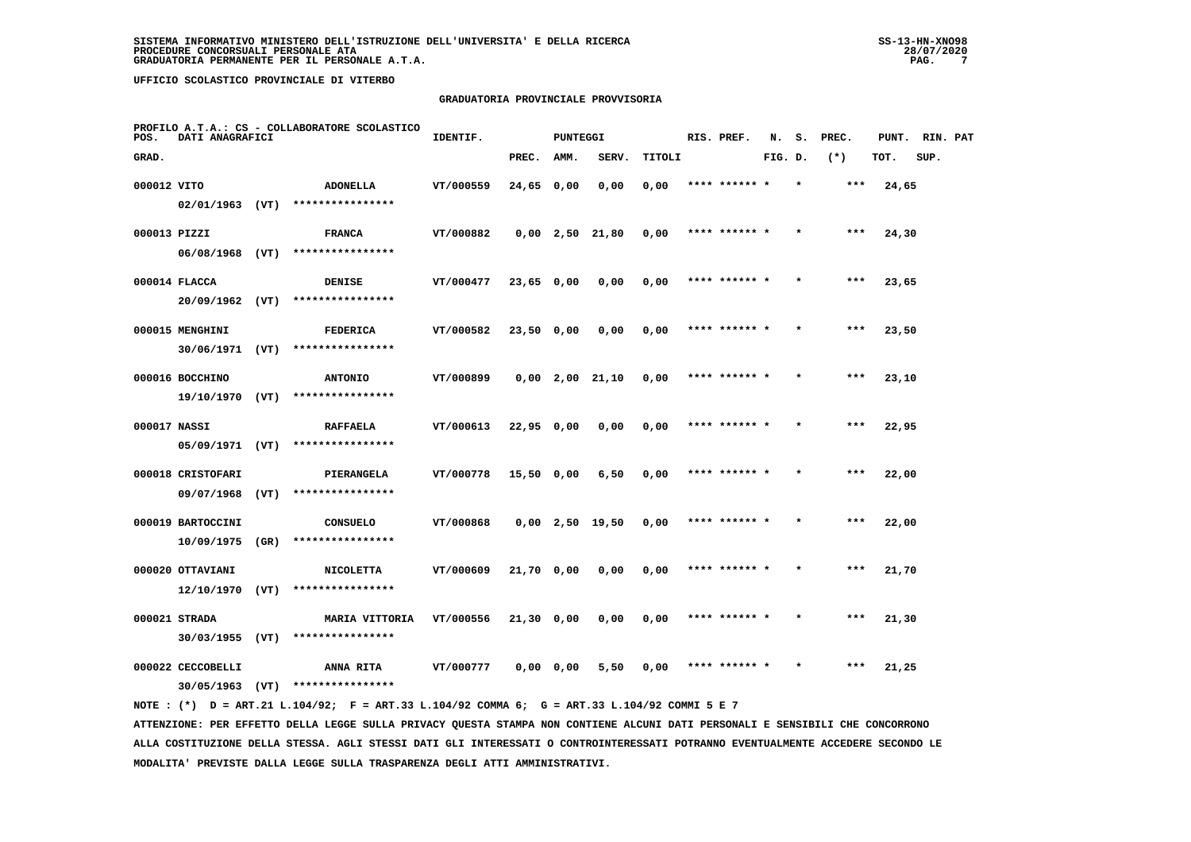SISTEMA INFORMATIVO MINISTERO DELL'ISTRUZIONE DELL'UNIVERSITA' E DELLA RICERCA
PROCEDURE CONCORSUALI PERSONALE ATA
GRADUATORIA PERMANENTE PER IL PERSONALE A.T.A.

UFFICIO SCOLASTICO PROVINCIALE DI VITERBO

GRADUATORIA PROVINCIALE PROVVISORIA

PROFILO A.T.A.: CS - COLLABORATORE SCOLASTICO

| POS. GRAD. | DATI ANAGRAFICI | | IDENTIF. | PUNTEGGI PREC. | AMM. | SERV. | TITOLI | RIS. PREF. | N. FIG. | S. D. | PREC. (*) | PUNT. TOT. | RIN. PAT SUP. |
|---|---|---|---|---|---|---|---|---|---|---|---|---|---|
| 000012 | VITO 02/01/1963 (VT) | ADONELLA **************** | VT/000559 | 24,65 | 0,00 | 0,00 | 0,00 | **** ****** * | | * | *** | 24,65 | |
| 000013 | PIZZI 06/08/1968 (VT) | FRANCA **************** | VT/000882 | 0,00 | 2,50 | 21,80 | 0,00 | **** ****** * | | * | *** | 24,30 | |
| 000014 | FLACCA 20/09/1962 (VT) | DENISE **************** | VT/000477 | 23,65 | 0,00 | 0,00 | 0,00 | **** ****** * | | * | *** | 23,65 | |
| 000015 | MENGHINI 30/06/1971 (VT) | FEDERICA **************** | VT/000582 | 23,50 | 0,00 | 0,00 | 0,00 | **** ****** * | | * | *** | 23,50 | |
| 000016 | BOCCHINO 19/10/1970 (VT) | ANTONIO **************** | VT/000899 | 0,00 | 2,00 | 21,10 | 0,00 | **** ****** * | | * | *** | 23,10 | |
| 000017 | NASSI 05/09/1971 (VT) | RAFFAELA **************** | VT/000613 | 22,95 | 0,00 | 0,00 | 0,00 | **** ****** * | | * | *** | 22,95 | |
| 000018 | CRISTOFARI 09/07/1968 (VT) | PIERANGELA **************** | VT/000778 | 15,50 | 0,00 | 6,50 | 0,00 | **** ****** * | | * | *** | 22,00 | |
| 000019 | BARTOCCINI 10/09/1975 (GR) | CONSUELO **************** | VT/000868 | 0,00 | 2,50 | 19,50 | 0,00 | **** ****** * | | * | *** | 22,00 | |
| 000020 | OTTAVIANI 12/10/1970 (VT) | NICOLETTA **************** | VT/000609 | 21,70 | 0,00 | 0,00 | 0,00 | **** ****** * | | * | *** | 21,70 | |
| 000021 | STRADA 30/03/1955 (VT) | MARIA VITTORIA **************** | VT/000556 | 21,30 | 0,00 | 0,00 | 0,00 | **** ****** * | | * | *** | 21,30 | |
| 000022 | CECCOBELLI 30/05/1963 (VT) | ANNA RITA **************** | VT/000777 | 0,00 | 0,00 | 5,50 | 0,00 | **** ****** * | | * | *** | 21,25 | |

NOTE : (*) D = ART.21 L.104/92; F = ART.33 L.104/92 COMMA 6; G = ART.33 L.104/92 COMMI 5 E 7

ATTENZIONE: PER EFFETTO DELLA LEGGE SULLA PRIVACY QUESTA STAMPA NON CONTIENE ALCUNI DATI PERSONALI E SENSIBILI CHE CONCORRONO ALLA COSTITUZIONE DELLA STESSA. AGLI STESSI DATI GLI INTERESSATI O CONTROINTERESSATI POTRANNO EVENTUALMENTE ACCEDERE SECONDO LE MODALITA' PREVISTE DALLA LEGGE SULLA TRASPARENZA DEGLI ATTI AMMINISTRATIVI.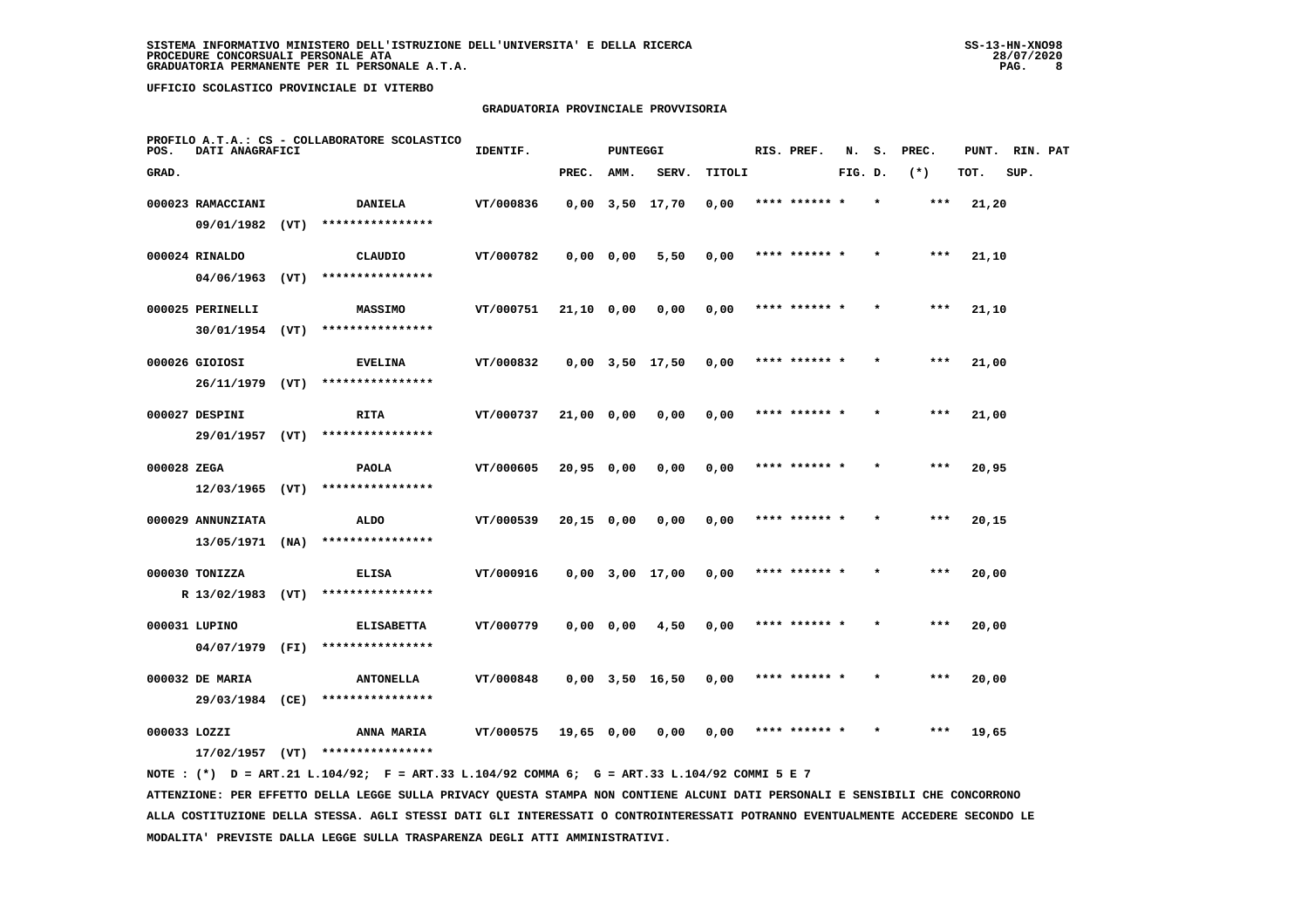SISTEMA INFORMATIVO MINISTERO DELL'ISTRUZIONE DELL'UNIVERSITA' E DELLA RICERCA
PROCEDURE CONCORSUALI PERSONALE ATA
GRADUATORIA PERMANENTE PER IL PERSONALE A.T.A.

UFFICIO SCOLASTICO PROVINCIALE DI VITERBO

GRADUATORIA PROVINCIALE PROVVISORIA

PROFILO A.T.A.: CS - COLLABORATORE SCOLASTICO

| POS. GRAD. | DATI ANAGRAFICI | | IDENTIF. | PUNTEGGI PREC. | AMM. | SERV. | TITOLI | RIS. PREF. | N. FIG. | S. D. | PREC. (*) | PUNT. TOT. | RIN. SUP. | PAT |
|---|---|---|---|---|---|---|---|---|---|---|---|---|---|---|
| 000023 | RAMACCIANI 09/01/1982 (VT) | DANIELA **************** | VT/000836 | 0,00 | 3,50 | 17,70 | 0,00 | **** ****** * | | * | *** | 21,20 | | |
| 000024 | RINALDO 04/06/1963 (VT) | CLAUDIO **************** | VT/000782 | 0,00 | 0,00 | 5,50 | 0,00 | **** ****** * | | * | *** | 21,10 | | |
| 000025 | PERINELLI 30/01/1954 (VT) | MASSIMO **************** | VT/000751 | 21,10 | 0,00 | 0,00 | 0,00 | **** ****** * | | * | *** | 21,10 | | |
| 000026 | GIOIOSI 26/11/1979 (VT) | EVELINA **************** | VT/000832 | 0,00 | 3,50 | 17,50 | 0,00 | **** ****** * | | * | *** | 21,00 | | |
| 000027 | DESPINI 29/01/1957 (VT) | RITA **************** | VT/000737 | 21,00 | 0,00 | 0,00 | 0,00 | **** ****** * | | * | *** | 21,00 | | |
| 000028 | ZEGA 12/03/1965 (VT) | PAOLA **************** | VT/000605 | 20,95 | 0,00 | 0,00 | 0,00 | **** ****** * | | * | *** | 20,95 | | |
| 000029 | ANNUNZIATA 13/05/1971 (NA) | ALDO **************** | VT/000539 | 20,15 | 0,00 | 0,00 | 0,00 | **** ****** * | | * | *** | 20,15 | | |
| 000030 | TONIZZA R 13/02/1983 (VT) | ELISA **************** | VT/000916 | 0,00 | 3,00 | 17,00 | 0,00 | **** ****** * | | * | *** | 20,00 | | |
| 000031 | LUPINO 04/07/1979 (FI) | ELISABETTA **************** | VT/000779 | 0,00 | 0,00 | 4,50 | 0,00 | **** ****** * | | * | *** | 20,00 | | |
| 000032 | DE MARIA 29/03/1984 (CE) | ANTONELLA **************** | VT/000848 | 0,00 | 3,50 | 16,50 | 0,00 | **** ****** * | | * | *** | 20,00 | | |
| 000033 | LOZZI 17/02/1957 (VT) | ANNA MARIA **************** | VT/000575 | 19,65 | 0,00 | 0,00 | 0,00 | **** ****** * | | * | *** | 19,65 | | |

NOTE : (*) D = ART.21 L.104/92; F = ART.33 L.104/92 COMMA 6; G = ART.33 L.104/92 COMMI 5 E 7

ATTENZIONE: PER EFFETTO DELLA LEGGE SULLA PRIVACY QUESTA STAMPA NON CONTIENE ALCUNI DATI PERSONALI E SENSIBILI CHE CONCORRONO ALLA COSTITUZIONE DELLA STESSA. AGLI STESSI DATI GLI INTERESSATI O CONTROINTERESSATI POTRANNO EVENTUALMENTE ACCEDERE SECONDO LE MODALITA' PREVISTE DALLA LEGGE SULLA TRASPARENZA DEGLI ATTI AMMINISTRATIVI.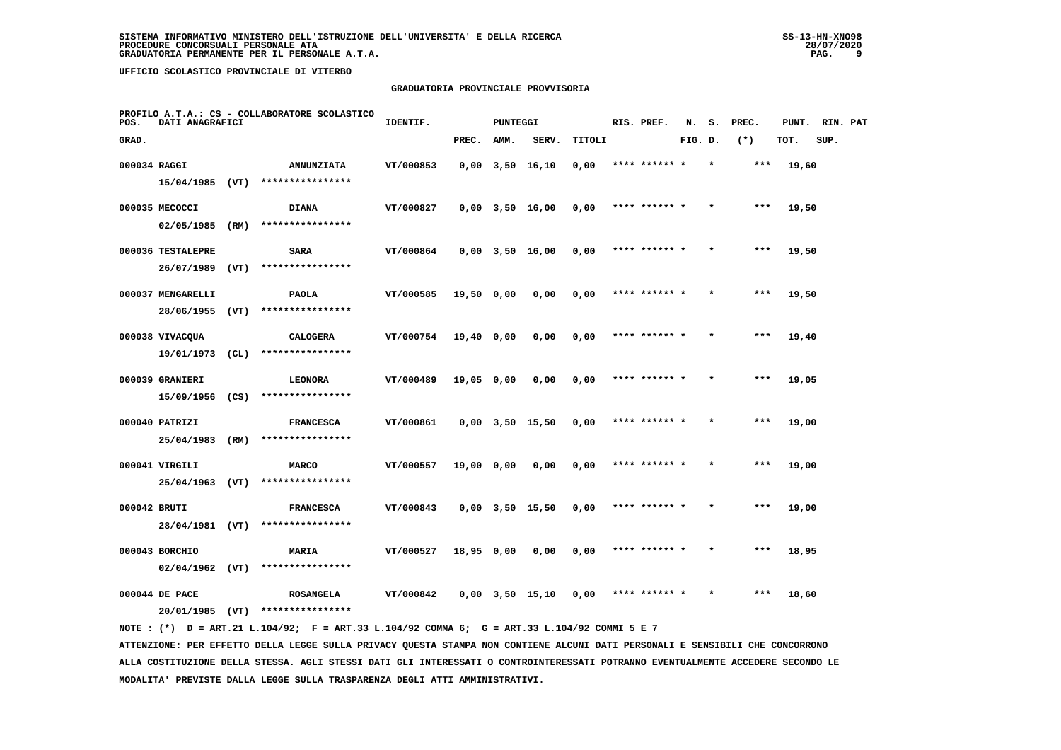SISTEMA INFORMATIVO MINISTERO DELL'ISTRUZIONE DELL'UNIVERSITA' E DELLA RICERCA
PROCEDURE CONCORSUALI PERSONALE ATA
GRADUATORIA PERMANENTE PER IL PERSONALE A.T.A.

UFFICIO SCOLASTICO PROVINCIALE DI VITERBO

## GRADUATORIA PROVINCIALE PROVVISORIA

PROFILO A.T.A.: CS - COLLABORATORE SCOLASTICO

| POS. GRAD. | DATI ANAGRAFICI | | IDENTIF. | PUNTEGGI PREC. | AMM. | SERV. | TITOLI | RIS. PREF. | N. FIG. | S. D. | PREC. (*) | PUNT. TOT. | RIN. SUP. | PAT |
|---|---|---|---|---|---|---|---|---|---|---|---|---|---|---|
| 000034 | RAGGI 15/04/1985 (VT) | ANNUNZIATA **************** | VT/000853 | 0,00 | 3,50 | 16,10 | 0,00 | **** ****** * | | * | *** | 19,60 | | |
| 000035 | MECOCCI 02/05/1985 (RM) | DIANA **************** | VT/000827 | 0,00 | 3,50 | 16,00 | 0,00 | **** ****** * | | * | *** | 19,50 | | |
| 000036 | TESTALEPRE 26/07/1989 (VT) | SARA **************** | VT/000864 | 0,00 | 3,50 | 16,00 | 0,00 | **** ****** * | | * | *** | 19,50 | | |
| 000037 | MENGARELLI 28/06/1955 (VT) | PAOLA **************** | VT/000585 | 19,50 | 0,00 | 0,00 | 0,00 | **** ****** * | | * | *** | 19,50 | | |
| 000038 | VIVACQUA 19/01/1973 (CL) | CALOGERA **************** | VT/000754 | 19,40 | 0,00 | 0,00 | 0,00 | **** ****** * | | * | *** | 19,40 | | |
| 000039 | GRANIERI 15/09/1956 (CS) | LEONORA **************** | VT/000489 | 19,05 | 0,00 | 0,00 | 0,00 | **** ****** * | | * | *** | 19,05 | | |
| 000040 | PATRIZI 25/04/1983 (RM) | FRANCESCA **************** | VT/000861 | 0,00 | 3,50 | 15,50 | 0,00 | **** ****** * | | * | *** | 19,00 | | |
| 000041 | VIRGILI 25/04/1963 (VT) | MARCO **************** | VT/000557 | 19,00 | 0,00 | 0,00 | 0,00 | **** ****** * | | * | *** | 19,00 | | |
| 000042 | BRUTI 28/04/1981 (VT) | FRANCESCA **************** | VT/000843 | 0,00 | 3,50 | 15,50 | 0,00 | **** ****** * | | * | *** | 19,00 | | |
| 000043 | BORCHIO 02/04/1962 (VT) | MARIA **************** | VT/000527 | 18,95 | 0,00 | 0,00 | 0,00 | **** ****** * | | * | *** | 18,95 | | |
| 000044 | DE PACE 20/01/1985 (VT) | ROSANGELA **************** | VT/000842 | 0,00 | 3,50 | 15,10 | 0,00 | **** ****** * | | * | *** | 18,60 | | |

NOTE : (*) D = ART.21 L.104/92; F = ART.33 L.104/92 COMMA 6; G = ART.33 L.104/92 COMMI 5 E 7

ATTENZIONE: PER EFFETTO DELLA LEGGE SULLA PRIVACY QUESTA STAMPA NON CONTIENE ALCUNI DATI PERSONALI E SENSIBILI CHE CONCORRONO ALLA COSTITUZIONE DELLA STESSA. AGLI STESSI DATI GLI INTERESSATI O CONTROINTERESSATI POTRANNO EVENTUALMENTE ACCEDERE SECONDO LE MODALITA' PREVISTE DALLA LEGGE SULLA TRASPARENZA DEGLI ATTI AMMINISTRATIVI.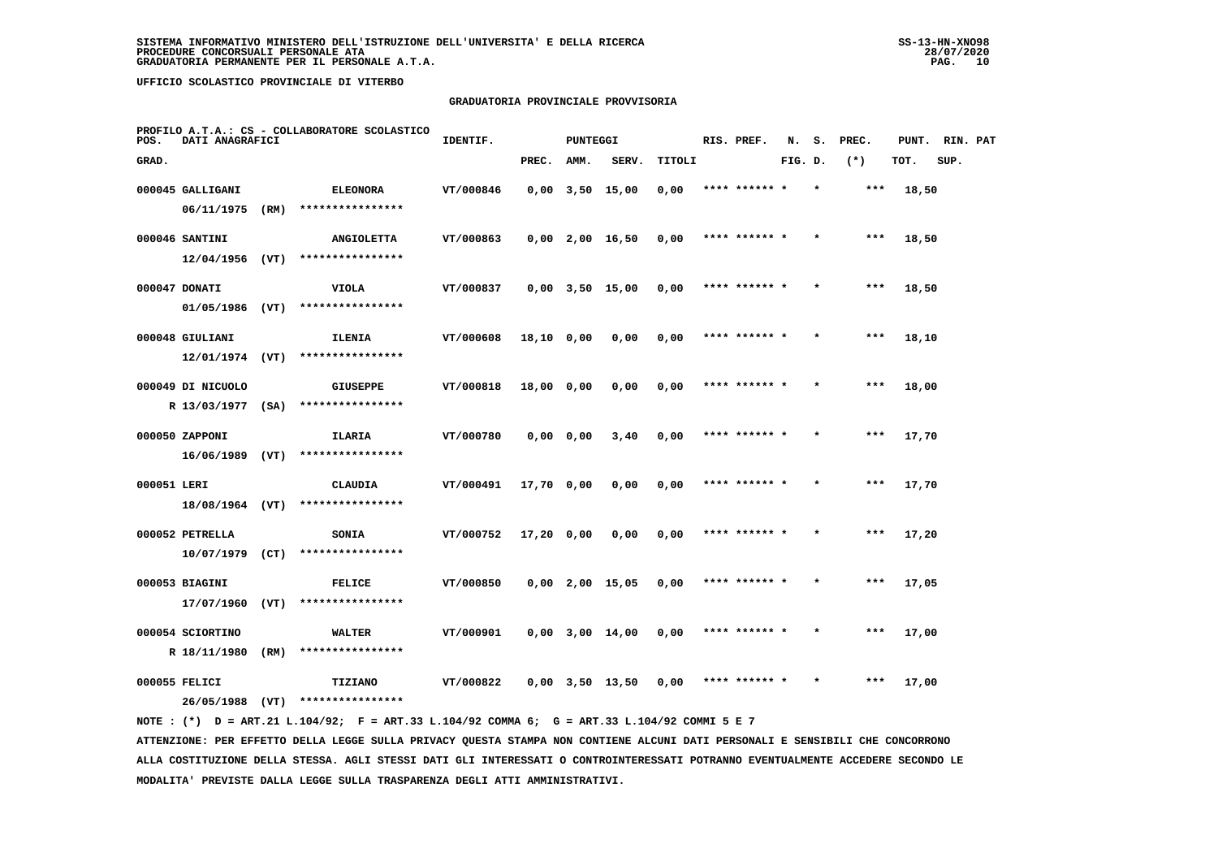SISTEMA INFORMATIVO MINISTERO DELL'ISTRUZIONE DELL'UNIVERSITA' E DELLA RICERCA
PROCEDURE CONCORSUALI PERSONALE ATA
GRADUATORIA PERMANENTE PER IL PERSONALE A.T.A.

UFFICIO SCOLASTICO PROVINCIALE DI VITERBO

GRADUATORIA PROVINCIALE PROVVISORIA

PROFILO A.T.A.: CS - COLLABORATORE SCOLASTICO

| POS. GRAD. | DATI ANAGRAFICI | | IDENTIF. | PUNTEGGI PREC. | AMM. | SERV. | TITOLI | RIS. PREF. | N. FIG. | S. D. | PREC. (*) | PUNT. TOT. | RIN. SUP. | PAT |
|---|---|---|---|---|---|---|---|---|---|---|---|---|---|---|
| 000045 | GALLIGANI 06/11/1975 (RM) | ELEONORA **************** | VT/000846 | 0,00 | 3,50 | 15,00 | 0,00 | **** ****** * | | * | *** | 18,50 | | |
| 000046 | SANTINI 12/04/1956 (VT) | ANGIOLETTA **************** | VT/000863 | 0,00 | 2,00 | 16,50 | 0,00 | **** ****** * | | * | *** | 18,50 | | |
| 000047 | DONATI 01/05/1986 (VT) | VIOLA **************** | VT/000837 | 0,00 | 3,50 | 15,00 | 0,00 | **** ****** * | | * | *** | 18,50 | | |
| 000048 | GIULIANI 12/01/1974 (VT) | ILENIA **************** | VT/000608 | 18,10 | 0,00 | 0,00 | 0,00 | **** ****** * | | * | *** | 18,10 | | |
| 000049 | DI NICUOLO R 13/03/1977 (SA) | GIUSEPPE **************** | VT/000818 | 18,00 | 0,00 | 0,00 | 0,00 | **** ****** * | | * | *** | 18,00 | | |
| 000050 | ZAPPONI 16/06/1989 (VT) | ILARIA **************** | VT/000780 | 0,00 | 0,00 | 3,40 | 0,00 | **** ****** * | | * | *** | 17,70 | | |
| 000051 | LERI 18/08/1964 (VT) | CLAUDIA **************** | VT/000491 | 17,70 | 0,00 | 0,00 | 0,00 | **** ****** * | | * | *** | 17,70 | | |
| 000052 | PETRELLA 10/07/1979 (CT) | SONIA **************** | VT/000752 | 17,20 | 0,00 | 0,00 | 0,00 | **** ****** * | | * | *** | 17,20 | | |
| 000053 | BIAGINI 17/07/1960 (VT) | FELICE **************** | VT/000850 | 0,00 | 2,00 | 15,05 | 0,00 | **** ****** * | | * | *** | 17,05 | | |
| 000054 | SCIORTINO R 18/11/1980 (RM) | WALTER **************** | VT/000901 | 0,00 | 3,00 | 14,00 | 0,00 | **** ****** * | | * | *** | 17,00 | | |
| 000055 | FELICI 26/05/1988 (VT) | TIZIANO **************** | VT/000822 | 0,00 | 3,50 | 13,50 | 0,00 | **** ****** * | | * | *** | 17,00 | | |

NOTE : (*) D = ART.21 L.104/92; F = ART.33 L.104/92 COMMA 6; G = ART.33 L.104/92 COMMI 5 E 7

ATTENZIONE: PER EFFETTO DELLA LEGGE SULLA PRIVACY QUESTA STAMPA NON CONTIENE ALCUNI DATI PERSONALI E SENSIBILI CHE CONCORRONO ALLA COSTITUZIONE DELLA STESSA. AGLI STESSI DATI GLI INTERESSATI O CONTROINTERESSATI POTRANNO EVENTUALMENTE ACCEDERE SECONDO LE MODALITA' PREVISTE DALLA LEGGE SULLA TRASPARENZA DEGLI ATTI AMMINISTRATIVI.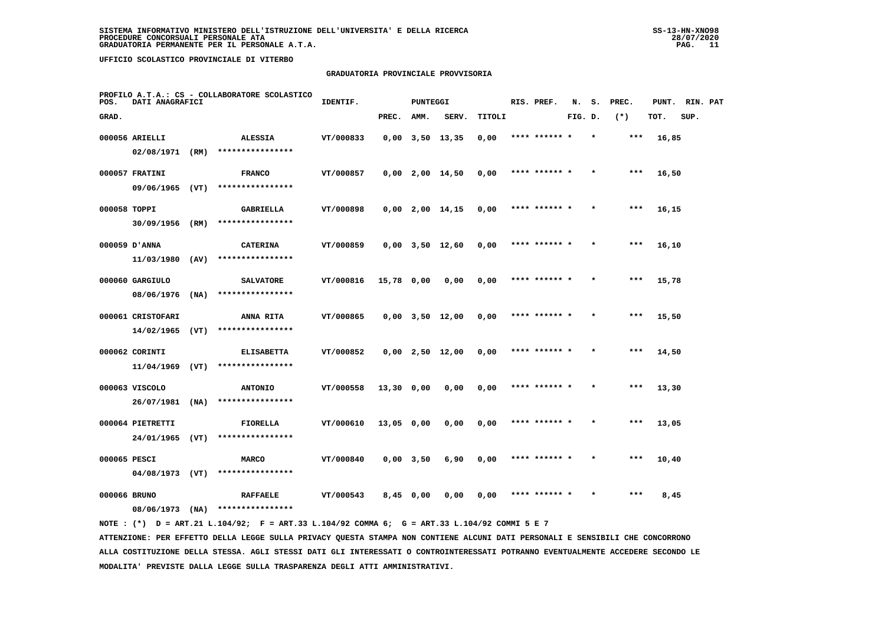SISTEMA INFORMATIVO MINISTERO DELL'ISTRUZIONE DELL'UNIVERSITA' E DELLA RICERCA
PROCEDURE CONCORSUALI PERSONALE ATA
GRADUATORIA PERMANENTE PER IL PERSONALE A.T.A.

SS-13-HN-XNO98
28/07/2020

UFFICIO SCOLASTICO PROVINCIALE DI VITERBO

GRADUATORIA PROVINCIALE PROVVISORIA

PROFILO A.T.A.: CS - COLLABORATORE SCOLASTICO

| POS. GRAD. | DATI ANAGRAFICI | | | IDENTIF. | PUNTEGGI PREC. | AMM. | SERV. | TITOLI | RIS. PREF. | N. FIG. | S. D. | PREC. (*) | PUNT. TOT. | RIN. SUP. | PAT |
|---|---|---|---|---|---|---|---|---|---|---|---|---|---|---|---|
| 000056 | ARIELLI | | ALESSIA | VT/000833 | 0,00 | 3,50 | 13,35 | 0,00 | **** ****** * | | * | *** | 16,85 | | |
| | 02/08/1971 | (RM) | **************** | | | | | | | | | | | | |
| 000057 | FRATINI | | FRANCO | VT/000857 | 0,00 | 2,00 | 14,50 | 0,00 | **** ****** * | | * | *** | 16,50 | | |
| | 09/06/1965 | (VT) | **************** | | | | | | | | | | | | |
| 000058 | TOPPI | | GABRIELLA | VT/000898 | 0,00 | 2,00 | 14,15 | 0,00 | **** ****** * | | * | *** | 16,15 | | |
| | 30/09/1956 | (RM) | **************** | | | | | | | | | | | | |
| 000059 | D'ANNA | | CATERINA | VT/000859 | 0,00 | 3,50 | 12,60 | 0,00 | **** ****** * | | * | *** | 16,10 | | |
| | 11/03/1980 | (AV) | **************** | | | | | | | | | | | | |
| 000060 | GARGIULO | | SALVATORE | VT/000816 | 15,78 | 0,00 | 0,00 | 0,00 | **** ****** * | | * | *** | 15,78 | | |
| | 08/06/1976 | (NA) | **************** | | | | | | | | | | | | |
| 000061 | CRISTOFARI | | ANNA RITA | VT/000865 | 0,00 | 3,50 | 12,00 | 0,00 | **** ****** * | | * | *** | 15,50 | | |
| | 14/02/1965 | (VT) | **************** | | | | | | | | | | | | |
| 000062 | CORINTI | | ELISABETTA | VT/000852 | 0,00 | 2,50 | 12,00 | 0,00 | **** ****** * | | * | *** | 14,50 | | |
| | 11/04/1969 | (VT) | **************** | | | | | | | | | | | | |
| 000063 | VISCOLO | | ANTONIO | VT/000558 | 13,30 | 0,00 | 0,00 | 0,00 | **** ****** * | | * | *** | 13,30 | | |
| | 26/07/1981 | (NA) | **************** | | | | | | | | | | | | |
| 000064 | PIETRETTI | | FIORELLA | VT/000610 | 13,05 | 0,00 | 0,00 | 0,00 | **** ****** * | | * | *** | 13,05 | | |
| | 24/01/1965 | (VT) | **************** | | | | | | | | | | | | |
| 000065 | PESCI | | MARCO | VT/000840 | 0,00 | 3,50 | 6,90 | 0,00 | **** ****** * | | * | *** | 10,40 | | |
| | 04/08/1973 | (VT) | **************** | | | | | | | | | | | | |
| 000066 | BRUNO | | RAFFAELE | VT/000543 | 8,45 | 0,00 | 0,00 | 0,00 | **** ****** * | | * | *** | 8,45 | | |
| | 08/06/1973 | (NA) | **************** | | | | | | | | | | | | |

NOTE : (*) D = ART.21 L.104/92; F = ART.33 L.104/92 COMMA 6; G = ART.33 L.104/92 COMMI 5 E 7

ATTENZIONE: PER EFFETTO DELLA LEGGE SULLA PRIVACY QUESTA STAMPA NON CONTIENE ALCUNI DATI PERSONALI E SENSIBILI CHE CONCORRONO ALLA COSTITUZIONE DELLA STESSA. AGLI STESSI DATI GLI INTERESSATI O CONTROINTERESSATI POTRANNO EVENTUALMENTE ACCEDERE SECONDO LE MODALITA' PREVISTE DALLA LEGGE SULLA TRASPARENZA DEGLI ATTI AMMINISTRATIVI.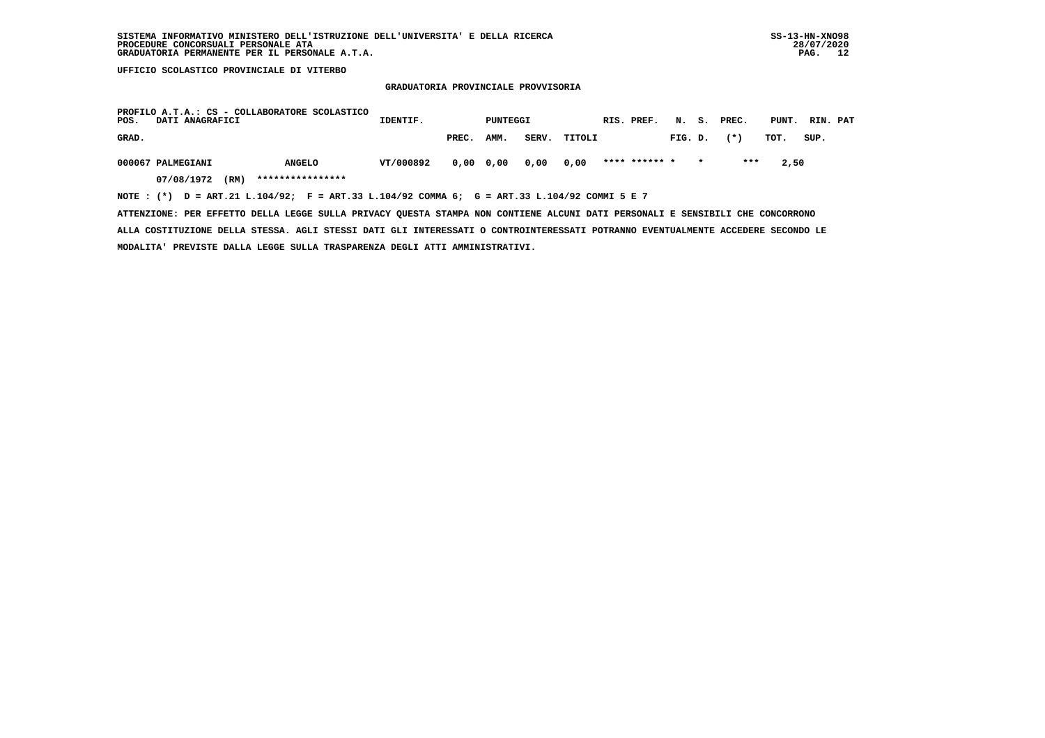SISTEMA INFORMATIVO MINISTERO DELL'ISTRUZIONE DELL'UNIVERSITA' E DELLA RICERCA
PROCEDURE CONCORSUALI PERSONALE ATA
GRADUATORIA PERMANENTE PER IL PERSONALE A.T.A.

SS-13-HN-XNO98
28/07/2020

**UFFICIO SCOLASTICO PROVINCIALE DI VITERBO**

**GRADUATORIA PROVINCIALE PROVVISORIA**

PROFILO A.T.A.: CS - COLLABORATORE SCOLASTICO

| POS. GRAD. | DATI ANAGRAFICI | | IDENTIF. | PUNTEGGI PREC. | AMM. | SERV. | TITOLI | RIS. PREF. | N. FIG. | S. D. | PREC. (*) | PUNT. TOT. | RIN. PAT SUP. |
|---|---|---|---|---|---|---|---|---|---|---|---|---|---|
| 000067 | PALMEGIANI | ANGELO | VT/000892 | 0,00 | 0,00 | 0,00 | 0,00 | **** ****** | * | * | *** | 2,50 | |
| | 07/08/1972 (RM) | **************** | | | | | | | | | | | |

NOTE : (*) D = ART.21 L.104/92; F = ART.33 L.104/92 COMMA 6; G = ART.33 L.104/92 COMMI 5 E 7

ATTENZIONE: PER EFFETTO DELLA LEGGE SULLA PRIVACY QUESTA STAMPA NON CONTIENE ALCUNI DATI PERSONALI E SENSIBILI CHE CONCORRONO ALLA COSTITUZIONE DELLA STESSA. AGLI STESSI DATI GLI INTERESSATI O CONTROINTERESSATI POTRANNO EVENTUALMENTE ACCEDERE SECONDO LE MODALITA' PREVISTE DALLA LEGGE SULLA TRASPARENZA DEGLI ATTI AMMINISTRATIVI.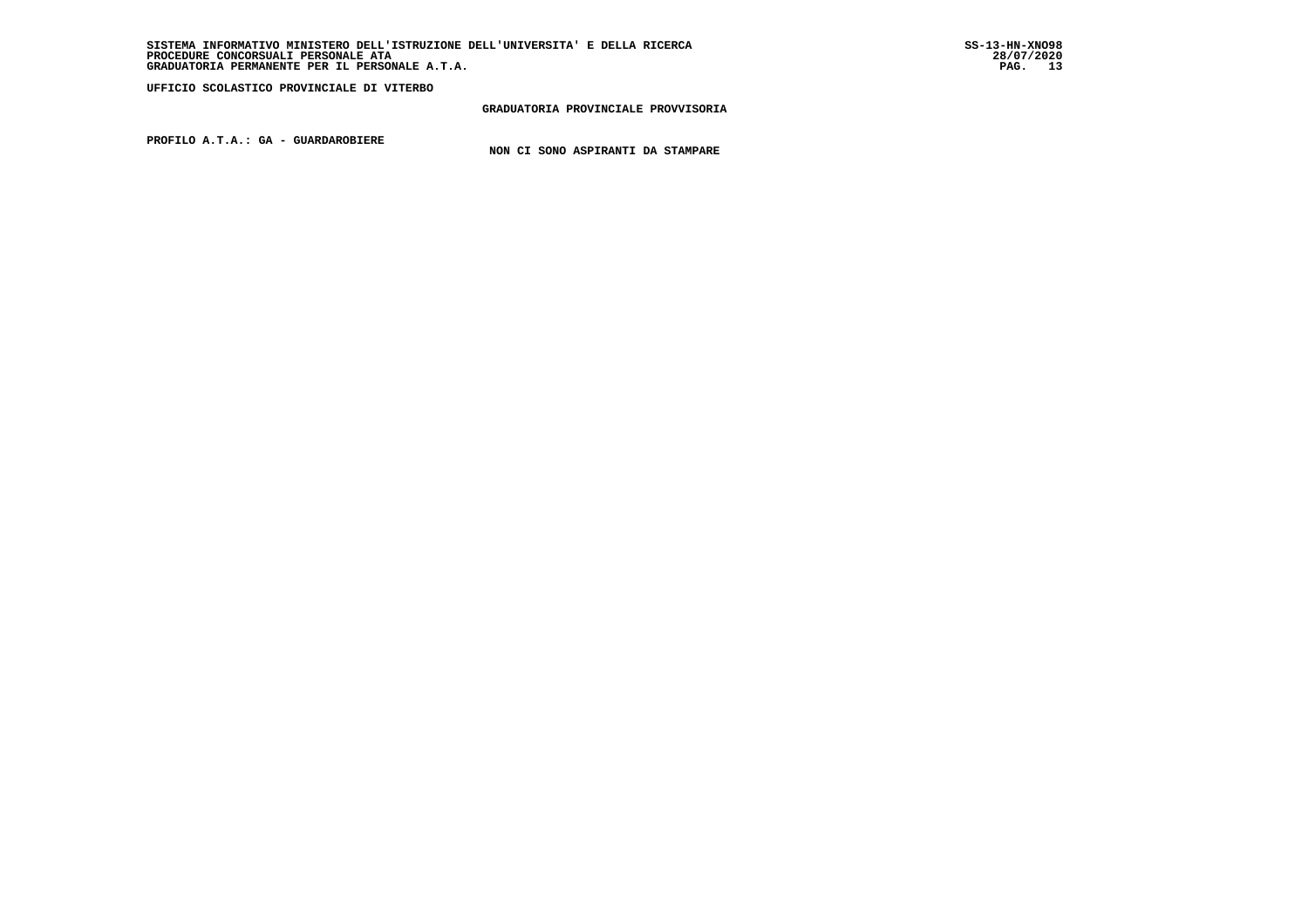UFFICIO SCOLASTICO PROVINCIALE DI VITERBO

**GRADUATORIA PROVINCIALE PROVVISORIA**

**PROFILO A.T.A.: GA - GUARDAROBIERE**

**NON CI SONO ASPIRANTI DA STAMPARE**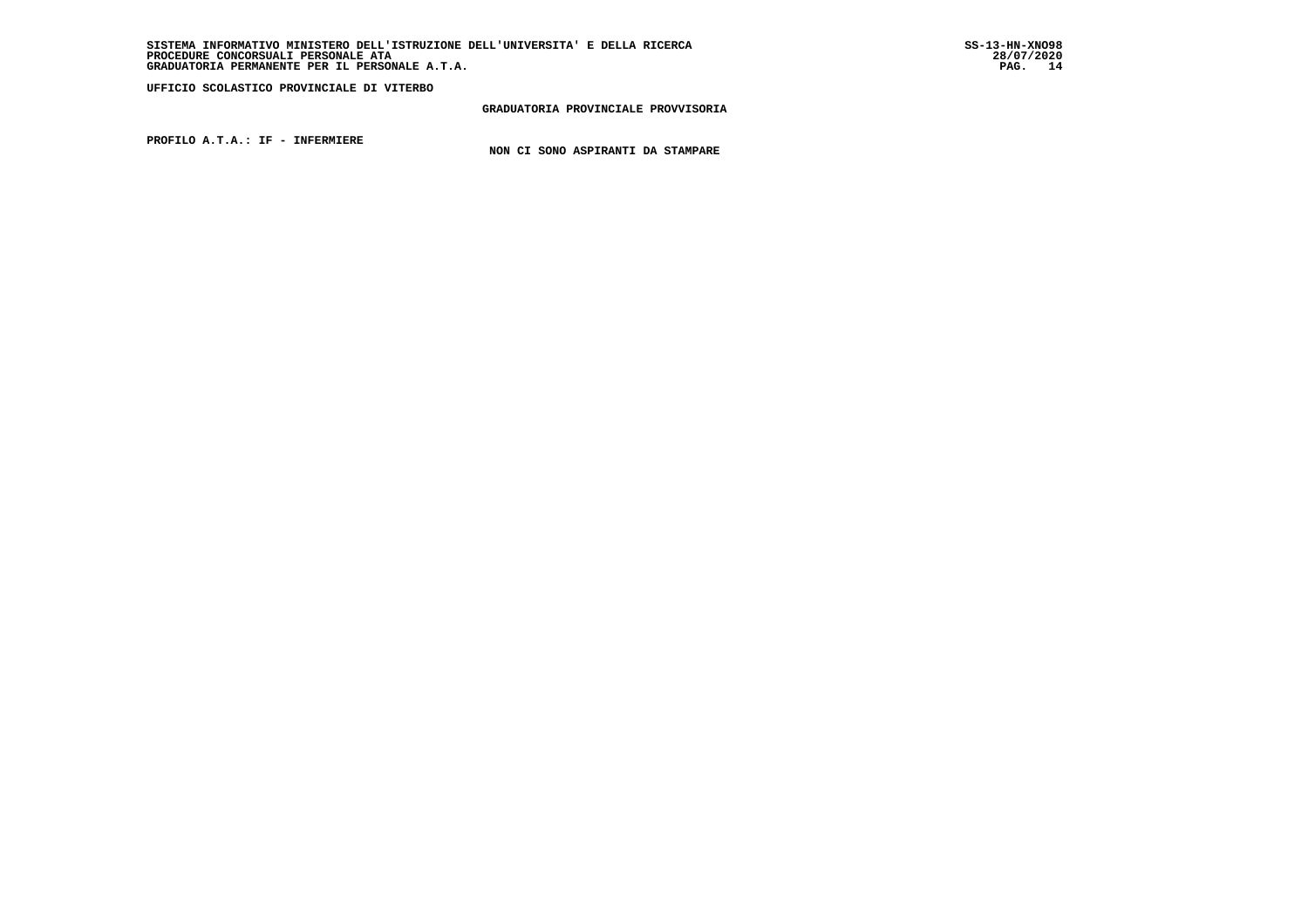**SISTEMA INFORMATIVO MINISTERO DELL'ISTRUZIONE DELL'UNIVERSITA' E DELLA RICERCA**
**PROCEDURE CONCORSUALI PERSONALE ATA**
**GRADUATORIA PERMANENTE PER IL PERSONALE A.T.A.**

**SS-13-HN-XNO98**
**28/07/2020**

**UFFICIO SCOLASTICO PROVINCIALE DI VITERBO**

**GRADUATORIA PROVINCIALE PROVVISORIA**

**PROFILO A.T.A.: IF - INFERMIERE**

**NON CI SONO ASPIRANTI DA STAMPARE**